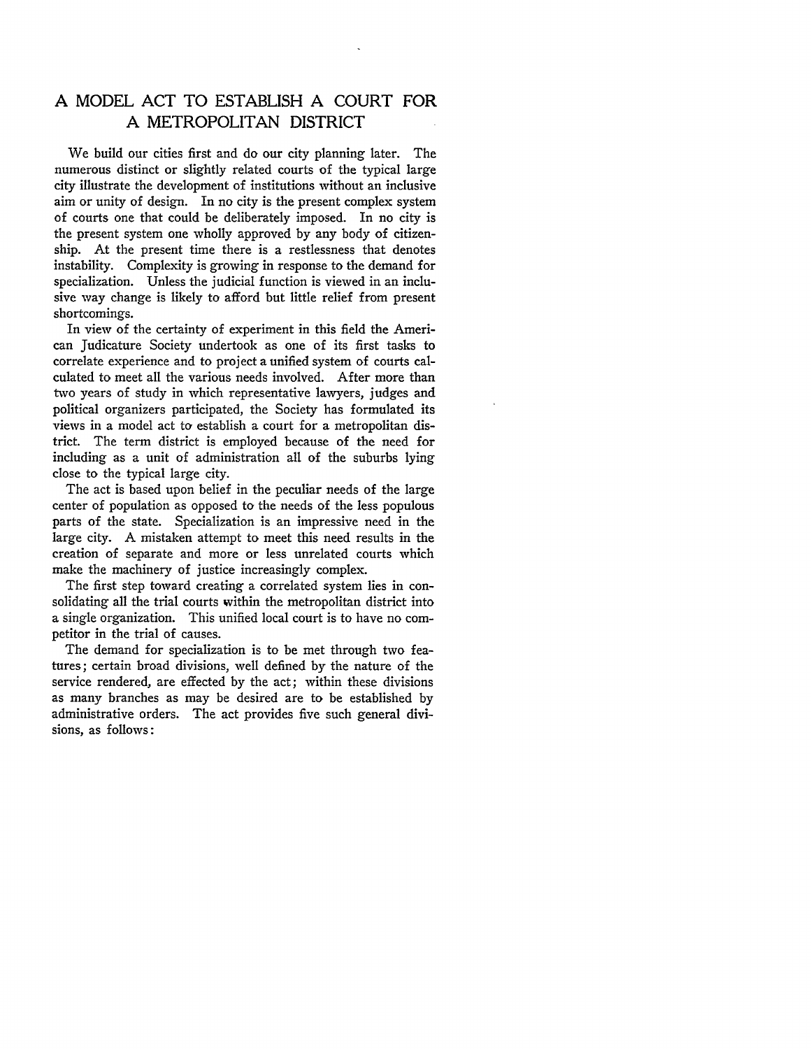# A MODEL ACT TO ESTABLISH A COURT FOR A METROPOLITAN DISTRICT

We build our cities first and do our city planning later. The numerous distinct or slightly related courts of the typical large city illustrate the development of institutions without an inclusive aim or unity of design. In no city is the present complex system of courts one that could be deliberately imposed. In no city is the present system one wholly approved by any body of citizenship. At the present time there is a restlessness that denotes instability. Complexity is growing in response to the demand for specialization. Unless the judicial function is viewed in an inclusive way change is likely to afford but little relief from present shortcomings.

In view of the certainty of experiment in this field the American Judicature Society undertook as one of its first tasks to correlate experience and to project a unified system of courts calculated to meet all the various needs involved. After more than two years of study in which representative lawyers, judges and political organizers participated, the Society has formulated its views in a model act to establish a court for a metropolitan district. The term district is employed because of the need for including as a unit of administration all of the suburbs lying close to the typical large city.

The act is based upon belief in the peculiar needs of the large center of population as opposed to the needs of the less populous parts of the state. Specialization is an impressive need in the large city. A mistaken attempt to meet this need results in the creation of separate and more or less unrelated courts which make the machinery of justice increasingly complex.

The first step toward creating a correlated system lies in consolidating all the trial courts within the metropolitan district into a single organization. This unified local court is to have no competitor in the trial of causes.

The demand for specialization is to be met through two features; certain broad divisions, well defined by the nature of the service rendered, are effected by the act; within these divisions as many branches as may be desired are to be established by administrative orders. The act provides five such general divisions, as follows: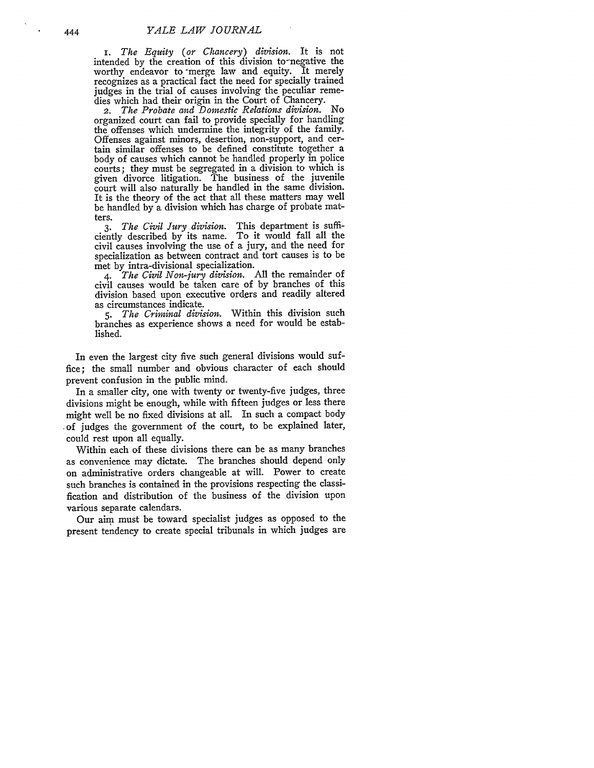1. *The Equity (or Chancery) division.* It is not intended by the creation of this division to negative the worthy endeavor to merge law and equity. It merely recognizes as a practical fact the need for specially trained judges in the trial of causes involving the peculiar remedies which had their origin in the Court of Chancery.

2. *The Probate and Domestic Relations division.* No organized court can fail to provide specially for handling the offenses which undermine the integrity of the family. Offenses against minors, desertion, non-support, and certain similar offenses to be defined constitute together a body of causes which cannot be handled properly in police courts; they must be segregated in a division to which is given divorce litigation. The business of the juvenile court will also naturally be handled in the same division. It is the theory of the act that all these matters may well be handled by a division which has charge of probate matters.

3. *The Civil Jury division.* This department is sufficiently described by its name. To it would fall all the civil causes involving the use of a jury, and the need for specialization as between contract and tort causes is to be met by intra-divisional specialization.

4. *The Civil Non-jury division.* All the remainder of civil causes would be taken care of by branches of this division based upon executive orders and readily altered as circumstances indicate.

5. *The Criminal division.* Within this division such branches as experience shows a need for would be established.

In even the largest city five such general divisions would suffice; the small number and obvious character of each should prevent confusion in the public mind.

In a smaller city, one with twenty or twenty-five judges, three divisions might be enough, while with fifteen judges or less there might well be no fixed divisions at all. In such a compact body of judges the government of the court, to be explained later, could rest upon all equally.

Within each of these divisions there can be as many branches as convenience may dictate. The branches should depend only on administrative orders changeable at will. Power to create such branches is contained in the provisions respecting the classification and distribution of the business of the division upon various separate calendars.

Our aim must be toward specialist judges as opposed to the present tendency to create special tribunals in which judges are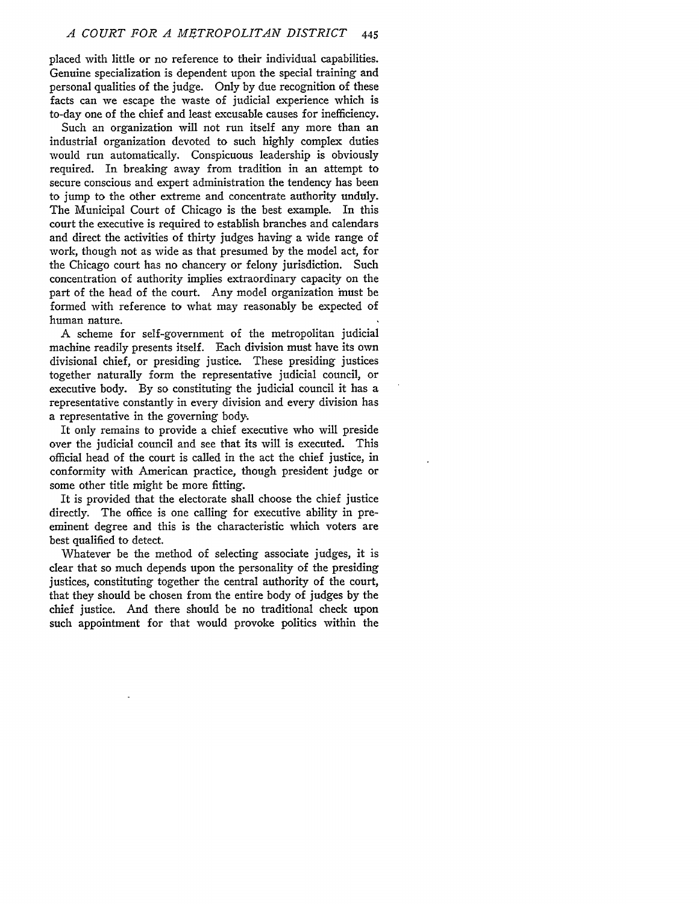placed with little or no reference to their individual capabilities. Genuine specialization is dependent upon the special training and personal qualities of the judge. Only by due recognition of these facts can we escape the waste of judicial experience which is to-day one of the chief and least excusable causes for inefficiency.

Such an organization will not run itself any more than an industrial organization devoted to such highly complex duties would run automatically. Conspicuous leadership is obviously required. In breaking away from tradition in an attempt to secure conscious and expert administration the tendency has been to jump to the other extreme and concentrate authority unduly. The Municipal Court of Chicago is the best example. In this court the executive is required to establish branches and calendars and direct the activities of thirty judges having a wide range of work, though not as wide as that presumed by the model act, for the Chicago court has no chancery or felony jurisdiction. Such concentration of authority implies extraordinary capacity on the part of the head of the court. Any model organization must be formed with reference to what may reasonably be expected of human nature.

A scheme for self-government of the metropolitan judicial machine readily presents itself. Each division must have its own divisional chief, or presiding justice. These presiding justices together naturally form the representative judicial council, or executive body. By so constituting the judicial council it has a representative constantly in every division and every division has a representative in the governing body.

It only remains to provide a chief executive who will preside over the judicial council and see that its will is executed. This official head of the court is called in the act the chief justice, in conformity with American practice, though president judge or some other title might be more fitting.

It is provided that the electorate shall choose the chief justice directly. The office is one calling for executive ability in pre-eminent degree and this is the characteristic which voters are best qualified to detect.

Whatever be the method of selecting associate judges, it is clear that so much depends upon the personality of the presiding justices, constituting together the central authority of the court, that they should be chosen from the entire body of judges by the chief justice. And there should be no traditional check upon such appointment for that would provoke politics within the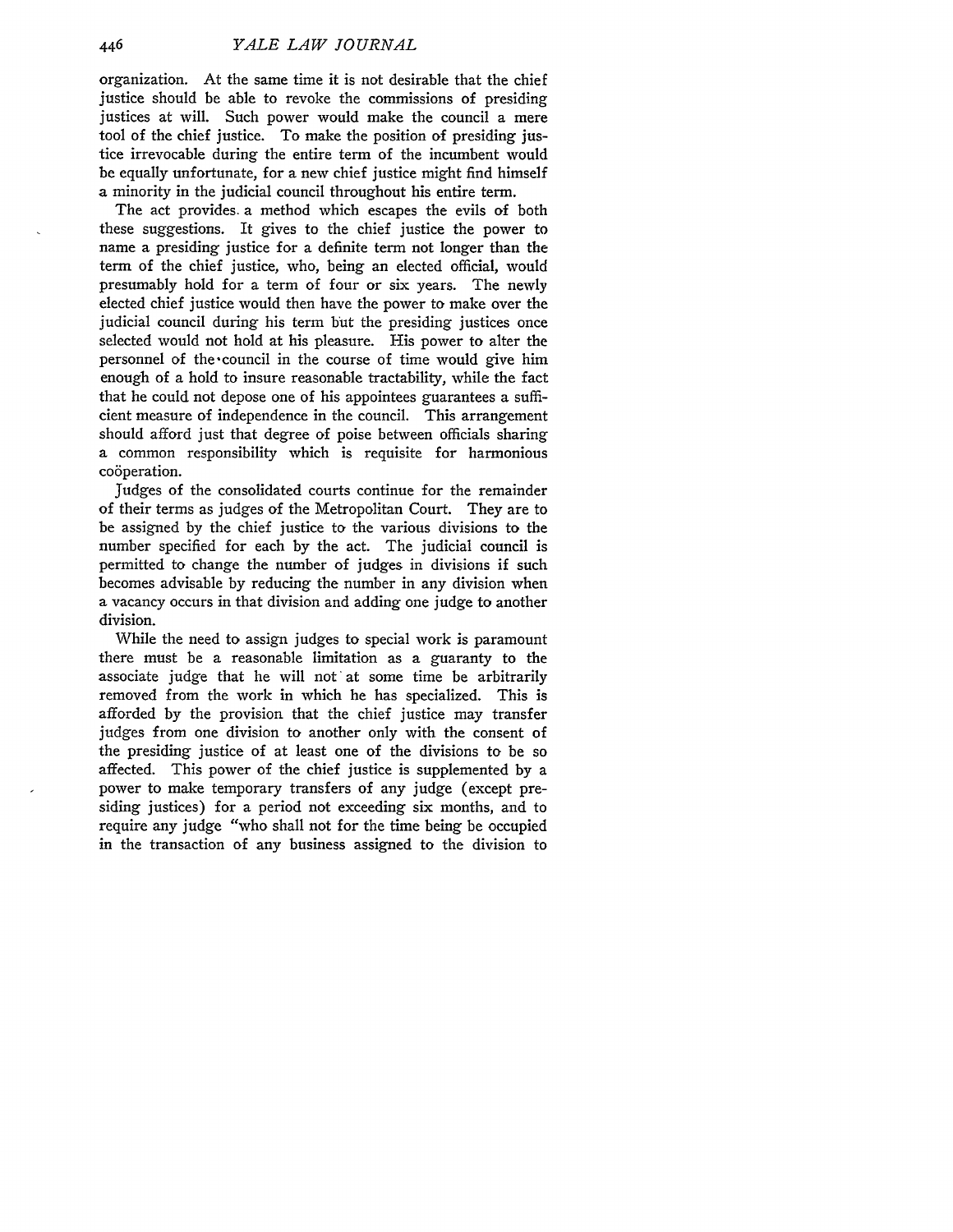organization. At the same time it is not desirable that the chief justice should be able to revoke the commissions of presiding justices at will. Such power would make the council a mere tool of the chief justice. To make the position of presiding justice irrevocable during the entire term of the incumbent would be equally unfortunate, for a new chief justice might find himself a minority in the judicial council throughout his entire term.

The act provides a method which escapes the evils of both these suggestions. It gives to the chief justice the power to name a presiding justice for a definite term not longer than the term of the chief justice, who, being an elected official, would presumably hold for a term of four or six years. The newly elected chief justice would then have the power to make over the judicial council during his term but the presiding justices once selected would not hold at his pleasure. His power to alter the personnel of the council in the course of time would give him enough of a hold to insure reasonable tractability, while the fact that he could not depose one of his appointees guarantees a sufficient measure of independence in the council. This arrangement should afford just that degree of poise between officials sharing a common responsibility which is requisite for harmonious coöperation.

Judges of the consolidated courts continue for the remainder of their terms as judges of the Metropolitan Court. They are to be assigned by the chief justice to the various divisions to the number specified for each by the act. The judicial council is permitted to change the number of judges in divisions if such becomes advisable by reducing the number in any division when a vacancy occurs in that division and adding one judge to another division.

While the need to assign judges to special work is paramount there must be a reasonable limitation as a guaranty to the associate judge that he will not at some time be arbitrarily removed from the work in which he has specialized. This is afforded by the provision that the chief justice may transfer judges from one division to another only with the consent of the presiding justice of at least one of the divisions to be so affected. This power of the chief justice is supplemented by a power to make temporary transfers of any judge (except presiding justices) for a period not exceeding six months, and to require any judge "who shall not for the time being be occupied in the transaction of any business assigned to the division to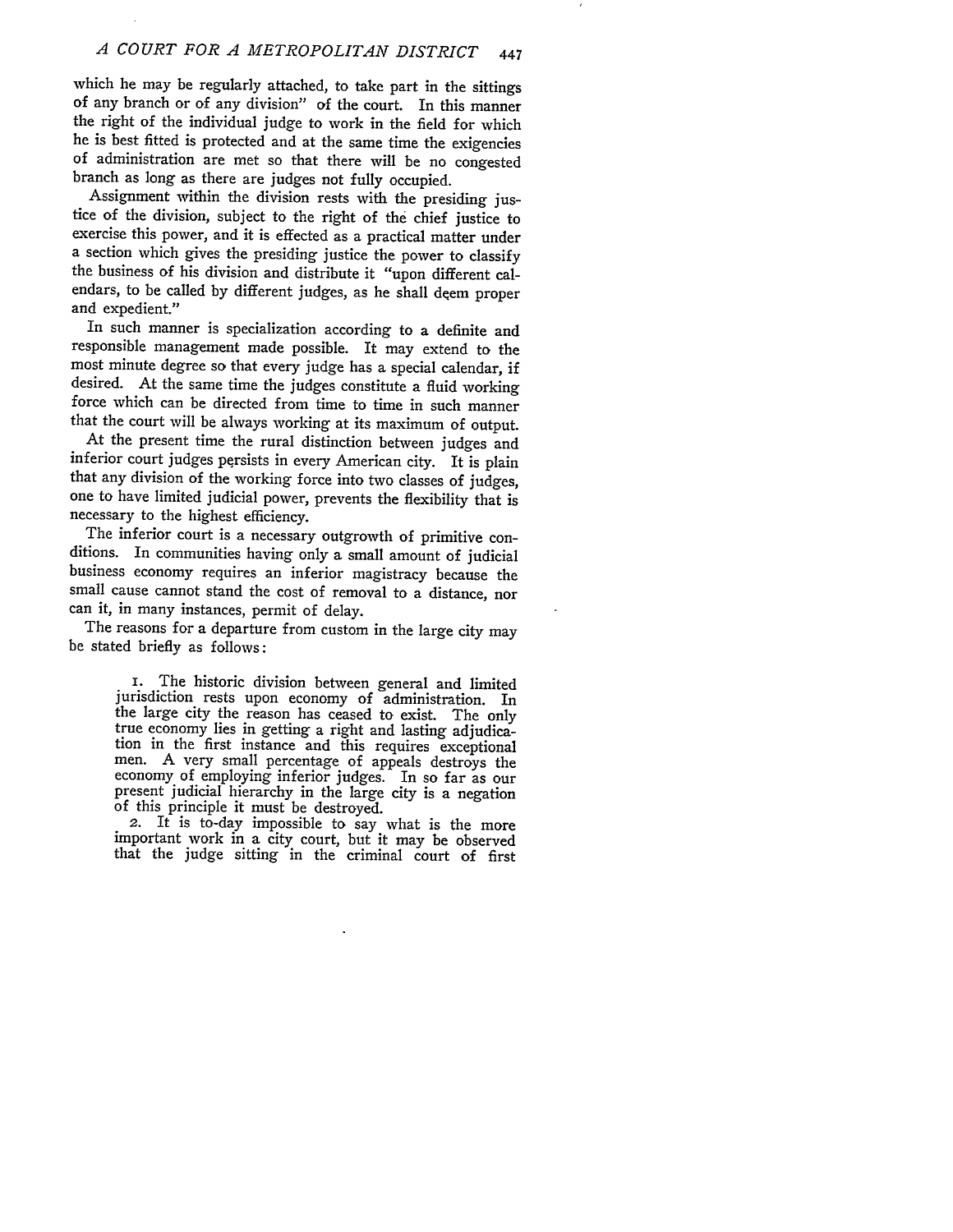which he may be regularly attached, to take part in the sittings of any branch or of any division" of the court. In this manner the right of the individual judge to work in the field for which he is best fitted is protected and at the same time the exigencies of administration are met so that there will be no congested branch as long as there are judges not fully occupied.

Assignment within the division rests with the presiding justice of the division, subject to the right of the chief justice to exercise this power, and it is effected as a practical matter under a section which gives the presiding justice the power to classify the business of his division and distribute it "upon different calendars, to be called by different judges, as he shall deem proper and expedient."

In such manner is specialization according to a definite and responsible management made possible. It may extend to the most minute degree so that every judge has a special calendar, if desired. At the same time the judges constitute a fluid working force which can be directed from time to time in such manner that the court will be always working at its maximum of output.

At the present time the rural distinction between judges and inferior court judges persists in every American city. It is plain that any division of the working force into two classes of judges, one to have limited judicial power, prevents the flexibility that is necessary to the highest efficiency.

The inferior court is a necessary outgrowth of primitive conditions. In communities having only a small amount of judicial business economy requires an inferior magistracy because the small cause cannot stand the cost of removal to a distance, nor can it, in many instances, permit of delay.

The reasons for a departure from custom in the large city may be stated briefly as follows:

> 1. The historic division between general and limited jurisdiction rests upon economy of administration. In the large city the reason has ceased to exist. The only true economy lies in getting a right and lasting adjudication in the first instance and this requires exceptional men. A very small percentage of appeals destroys the economy of employing inferior judges. In so far as our present judicial hierarchy in the large city is a negation of this principle it must be destroyed.
>
> 2. It is to-day impossible to say what is the more important work in a city court, but it may be observed that the judge sitting in the criminal court of first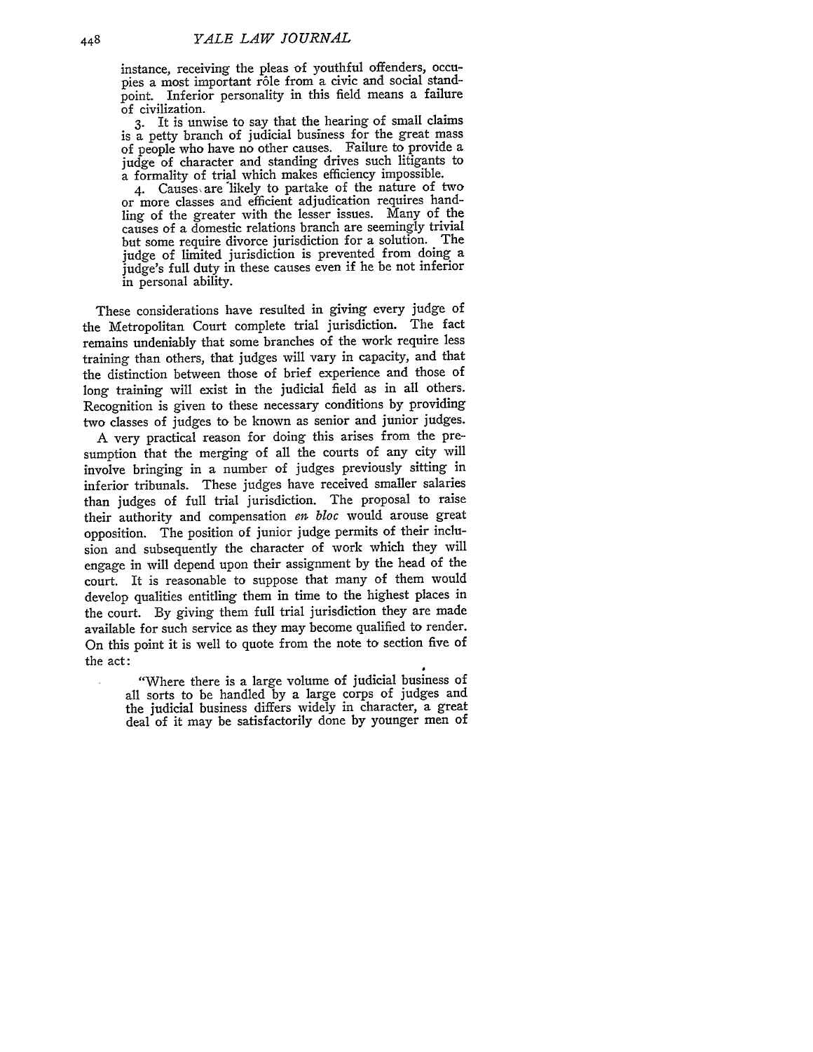> instance, receiving the pleas of youthful offenders, occupies a most important rôle from a civic and social standpoint. Inferior personality in this field means a failure of civilization.
>
> 3. It is unwise to say that the hearing of small claims is a petty branch of judicial business for the great mass of people who have no other causes. Failure to provide a judge of character and standing drives such litigants to a formality of trial which makes efficiency impossible.
>
> 4. Causes are likely to partake of the nature of two or more classes and efficient adjudication requires handling of the greater with the lesser issues. Many of the causes of a domestic relations branch are seemingly trivial but some require divorce jurisdiction for a solution. The judge of limited jurisdiction is prevented from doing a judge's full duty in these causes even if he be not inferior in personal ability.

These considerations have resulted in giving every judge of the Metropolitan Court complete trial jurisdiction. The fact remains undeniably that some branches of the work require less training than others, that judges will vary in capacity, and that the distinction between those of brief experience and those of long training will exist in the judicial field as in all others. Recognition is given to these necessary conditions by providing two classes of judges to be known as senior and junior judges.

A very practical reason for doing this arises from the presumption that the merging of all the courts of any city will involve bringing in a number of judges previously sitting in inferior tribunals. These judges have received smaller salaries than judges of full trial jurisdiction. The proposal to raise their authority and compensation *en bloc* would arouse great opposition. The position of junior judge permits of their inclusion and subsequently the character of work which they will engage in will depend upon their assignment by the head of the court. It is reasonable to suppose that many of them would develop qualities entitling them in time to the highest places in the court. By giving them full trial jurisdiction they are made available for such service as they may become qualified to render. On this point it is well to quote from the note to section five of the act:

> "Where there is a large volume of judicial business of all sorts to be handled by a large corps of judges and the judicial business differs widely in character, a great deal of it may be satisfactorily done by younger men of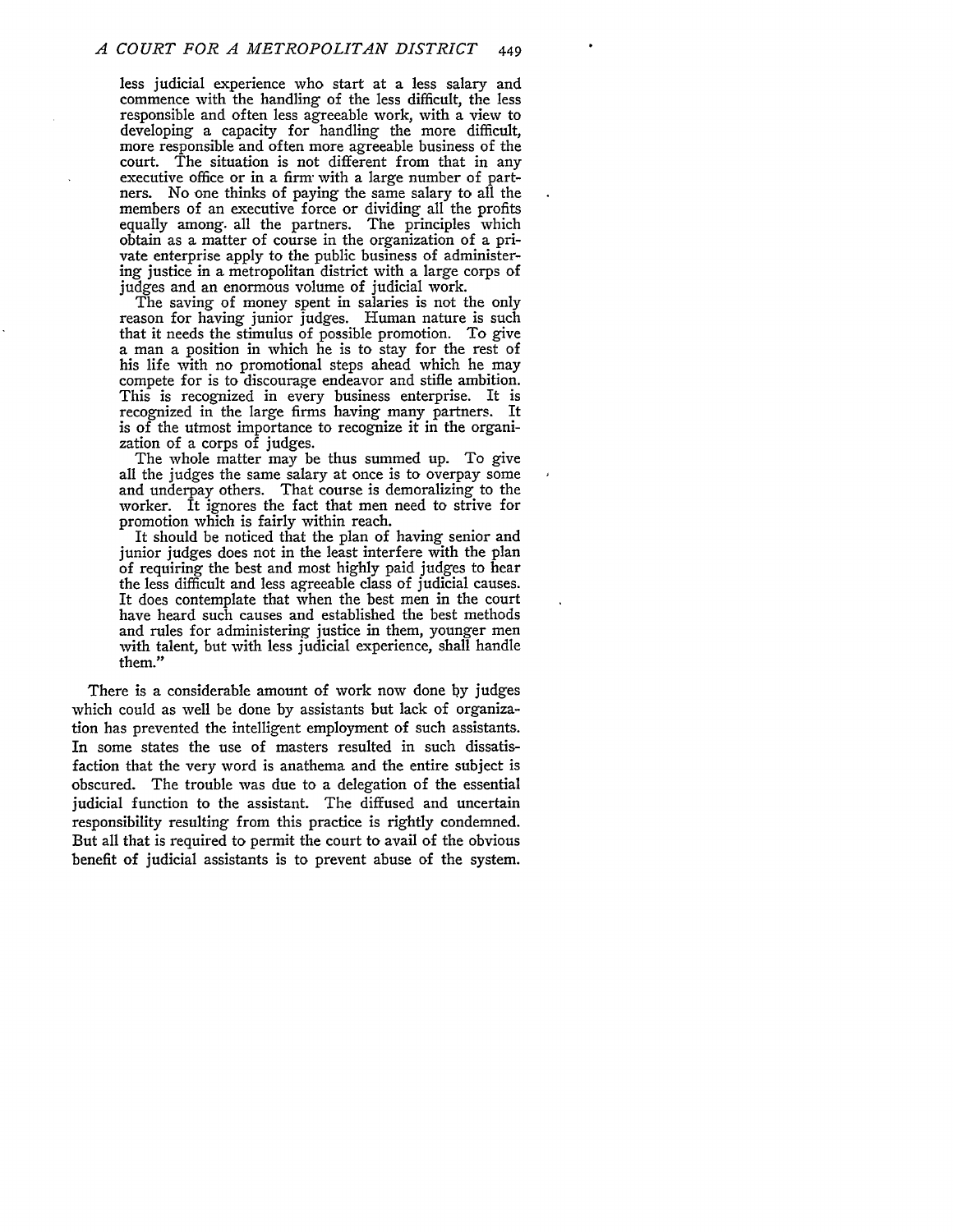less judicial experience who start at a less salary and commence with the handling of the less difficult, the less responsible and often less agreeable work, with a view to developing a capacity for handling the more difficult, more responsible and often more agreeable business of the court. The situation is not different from that in any executive office or in a firm with a large number of partners. No one thinks of paying the same salary to all the members of an executive force or dividing all the profits equally among all the partners. The principles which obtain as a matter of course in the organization of a private enterprise apply to the public business of administering justice in a metropolitan district with a large corps of judges and an enormous volume of judicial work.

> The saving of money spent in salaries is not the only reason for having junior judges. Human nature is such that it needs the stimulus of possible promotion. To give a man a position in which he is to stay for the rest of his life with no promotional steps ahead which he may compete for is to discourage endeavor and stifle ambition. This is recognized in every business enterprise. It is recognized in the large firms having many partners. It is of the utmost importance to recognize it in the organization of a corps of judges.
>
> The whole matter may be thus summed up. To give all the judges the same salary at once is to overpay some and underpay others. That course is demoralizing to the worker. It ignores the fact that men need to strive for promotion which is fairly within reach.
>
> It should be noticed that the plan of having senior and junior judges does not in the least interfere with the plan of requiring the best and most highly paid judges to hear the less difficult and less agreeable class of judicial causes. It does contemplate that when the best men in the court have heard such causes and established the best methods and rules for administering justice in them, younger men with talent, but with less judicial experience, shall handle them."

There is a considerable amount of work now done by judges which could as well be done by assistants but lack of organization has prevented the intelligent employment of such assistants. In some states the use of masters resulted in such dissatisfaction that the very word is anathema and the entire subject is obscured. The trouble was due to a delegation of the essential judicial function to the assistant. The diffused and uncertain responsibility resulting from this practice is rightly condemned. But all that is required to permit the court to avail of the obvious benefit of judicial assistants is to prevent abuse of the system.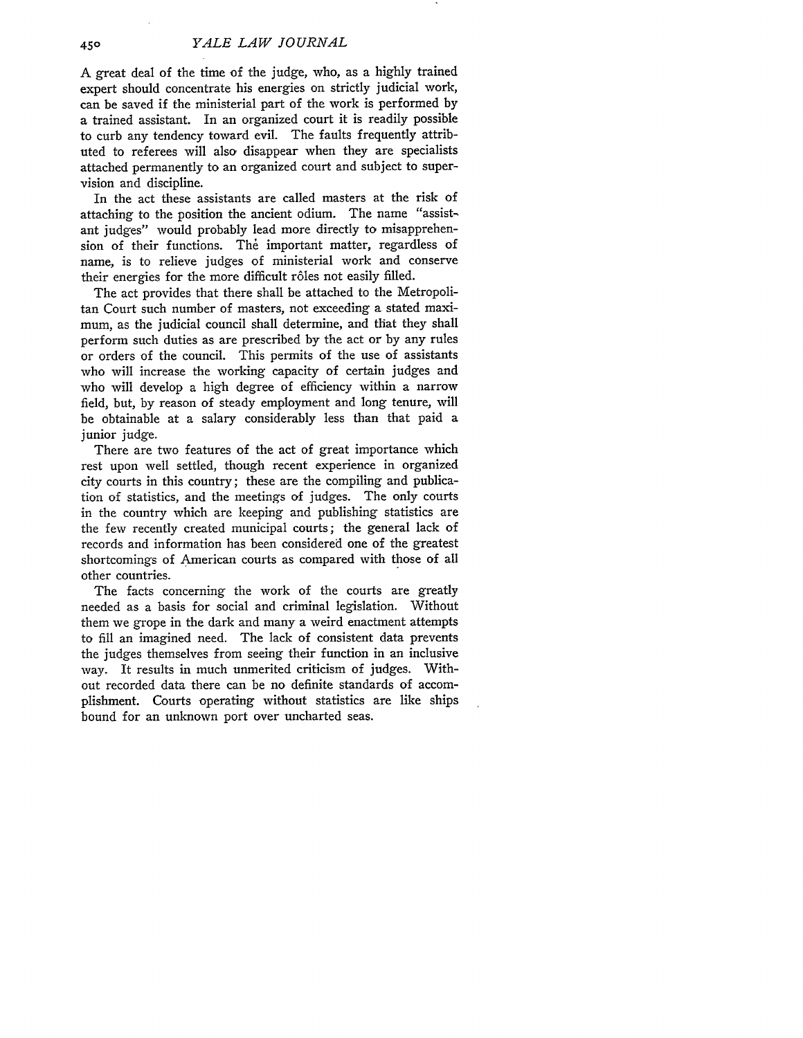A great deal of the time of the judge, who, as a highly trained expert should concentrate his energies on strictly judicial work, can be saved if the ministerial part of the work is performed by a trained assistant. In an organized court it is readily possible to curb any tendency toward evil. The faults frequently attributed to referees will also disappear when they are specialists attached permanently to an organized court and subject to supervision and discipline.

In the act these assistants are called masters at the risk of attaching to the position the ancient odium. The name "assistant judges" would probably lead more directly to misapprehension of their functions. The important matter, regardless of name, is to relieve judges of ministerial work and conserve their energies for the more difficult rôles not easily filled.

The act provides that there shall be attached to the Metropolitan Court such number of masters, not exceeding a stated maximum, as the judicial council shall determine, and that they shall perform such duties as are prescribed by the act or by any rules or orders of the council. This permits of the use of assistants who will increase the working capacity of certain judges and who will develop a high degree of efficiency within a narrow field, but, by reason of steady employment and long tenure, will be obtainable at a salary considerably less than that paid a junior judge.

There are two features of the act of great importance which rest upon well settled, though recent experience in organized city courts in this country; these are the compiling and publication of statistics, and the meetings of judges. The only courts in the country which are keeping and publishing statistics are the few recently created municipal courts; the general lack of records and information has been considered one of the greatest shortcomings of American courts as compared with those of all other countries.

The facts concerning the work of the courts are greatly needed as a basis for social and criminal legislation. Without them we grope in the dark and many a weird enactment attempts to fill an imagined need. The lack of consistent data prevents the judges themselves from seeing their function in an inclusive way. It results in much unmerited criticism of judges. Without recorded data there can be no definite standards of accomplishment. Courts operating without statistics are like ships bound for an unknown port over uncharted seas.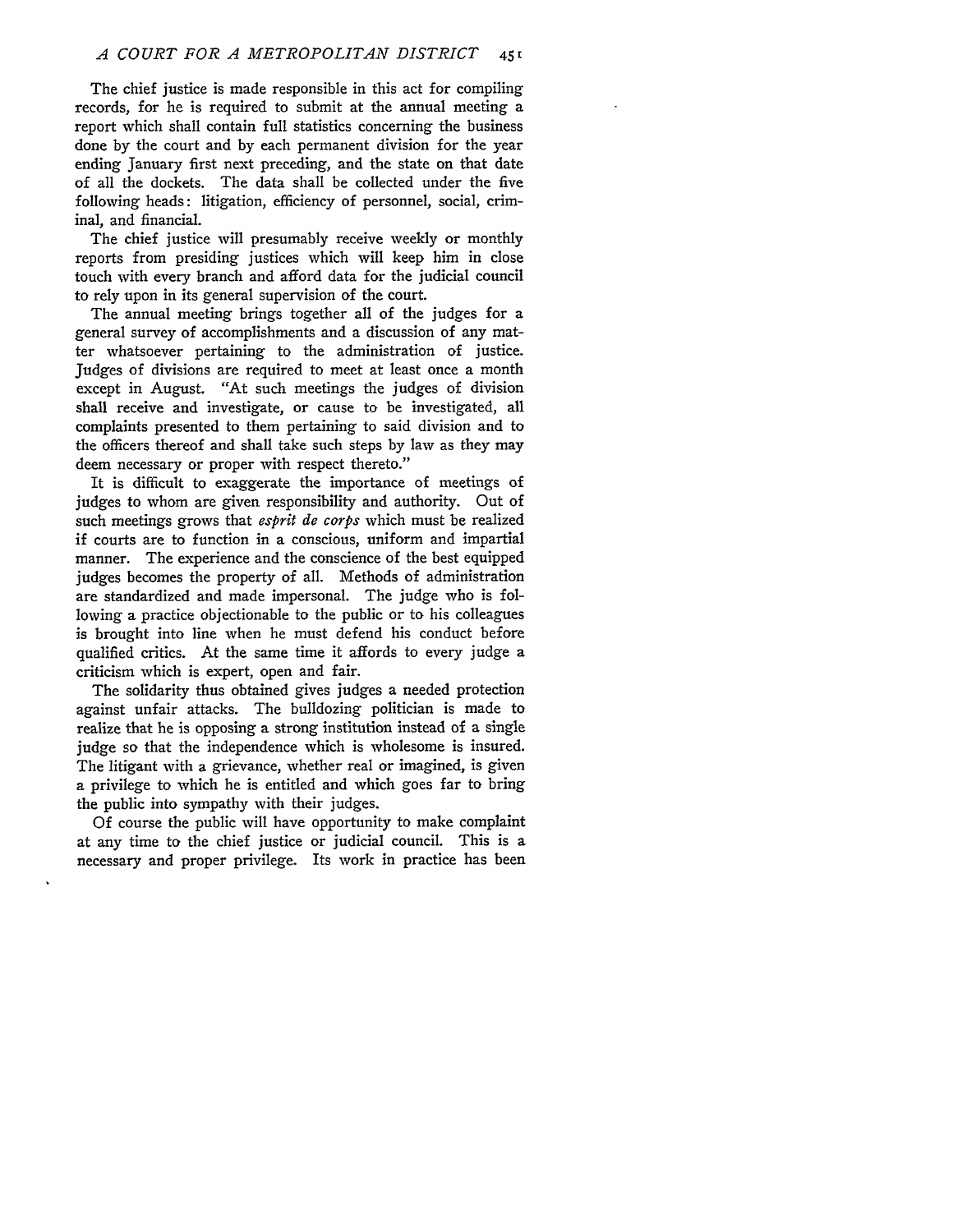The chief justice is made responsible in this act for compiling records, for he is required to submit at the annual meeting a report which shall contain full statistics concerning the business done by the court and by each permanent division for the year ending January first next preceding, and the state on that date of all the dockets. The data shall be collected under the five following heads: litigation, efficiency of personnel, social, criminal, and financial.

The chief justice will presumably receive weekly or monthly reports from presiding justices which will keep him in close touch with every branch and afford data for the judicial council to rely upon in its general supervision of the court.

The annual meeting brings together all of the judges for a general survey of accomplishments and a discussion of any matter whatsoever pertaining to the administration of justice. Judges of divisions are required to meet at least once a month except in August. "At such meetings the judges of division shall receive and investigate, or cause to be investigated, all complaints presented to them pertaining to said division and to the officers thereof and shall take such steps by law as they may deem necessary or proper with respect thereto."

It is difficult to exaggerate the importance of meetings of judges to whom are given responsibility and authority. Out of such meetings grows that *esprit de corps* which must be realized if courts are to function in a conscious, uniform and impartial manner. The experience and the conscience of the best equipped judges becomes the property of all. Methods of administration are standardized and made impersonal. The judge who is following a practice objectionable to the public or to his colleagues is brought into line when he must defend his conduct before qualified critics. At the same time it affords to every judge a criticism which is expert, open and fair.

The solidarity thus obtained gives judges a needed protection against unfair attacks. The bulldozing politician is made to realize that he is opposing a strong institution instead of a single judge so that the independence which is wholesome is insured. The litigant with a grievance, whether real or imagined, is given a privilege to which he is entitled and which goes far to bring the public into sympathy with their judges.

Of course the public will have opportunity to make complaint at any time to the chief justice or judicial council. This is a necessary and proper privilege. Its work in practice has been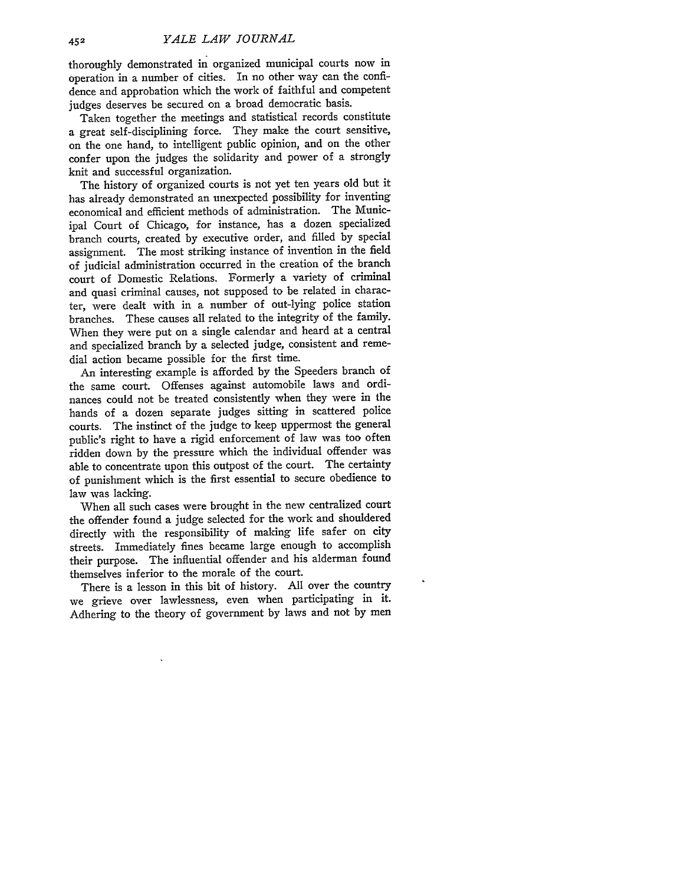thoroughly demonstrated in organized municipal courts now in operation in a number of cities. In no other way can the confidence and approbation which the work of faithful and competent judges deserves be secured on a broad democratic basis.

Taken together the meetings and statistical records constitute a great self-disciplining force. They make the court sensitive, on the one hand, to intelligent public opinion, and on the other confer upon the judges the solidarity and power of a strongly knit and successful organization.

The history of organized courts is not yet ten years old but it has already demonstrated an unexpected possibility for inventing economical and efficient methods of administration. The Municipal Court of Chicago, for instance, has a dozen specialized branch courts, created by executive order, and filled by special assignment. The most striking instance of invention in the field of judicial administration occurred in the creation of the branch court of Domestic Relations. Formerly a variety of criminal and quasi criminal causes, not supposed to be related in character, were dealt with in a number of out-lying police station branches. These causes all related to the integrity of the family. When they were put on a single calendar and heard at a central and specialized branch by a selected judge, consistent and remedial action became possible for the first time.

An interesting example is afforded by the Speeders branch of the same court. Offenses against automobile laws and ordinances could not be treated consistently when they were in the hands of a dozen separate judges sitting in scattered police courts. The instinct of the judge to keep uppermost the general public's right to have a rigid enforcement of law was too often ridden down by the pressure which the individual offender was able to concentrate upon this outpost of the court. The certainty of punishment which is the first essential to secure obedience to law was lacking.

When all such cases were brought in the new centralized court the offender found a judge selected for the work and shouldered directly with the responsibility of making life safer on city streets. Immediately fines became large enough to accomplish their purpose. The influential offender and his alderman found themselves inferior to the morale of the court.

There is a lesson in this bit of history. All over the country we grieve over lawlessness, even when participating in it. Adhering to the theory of government by laws and not by men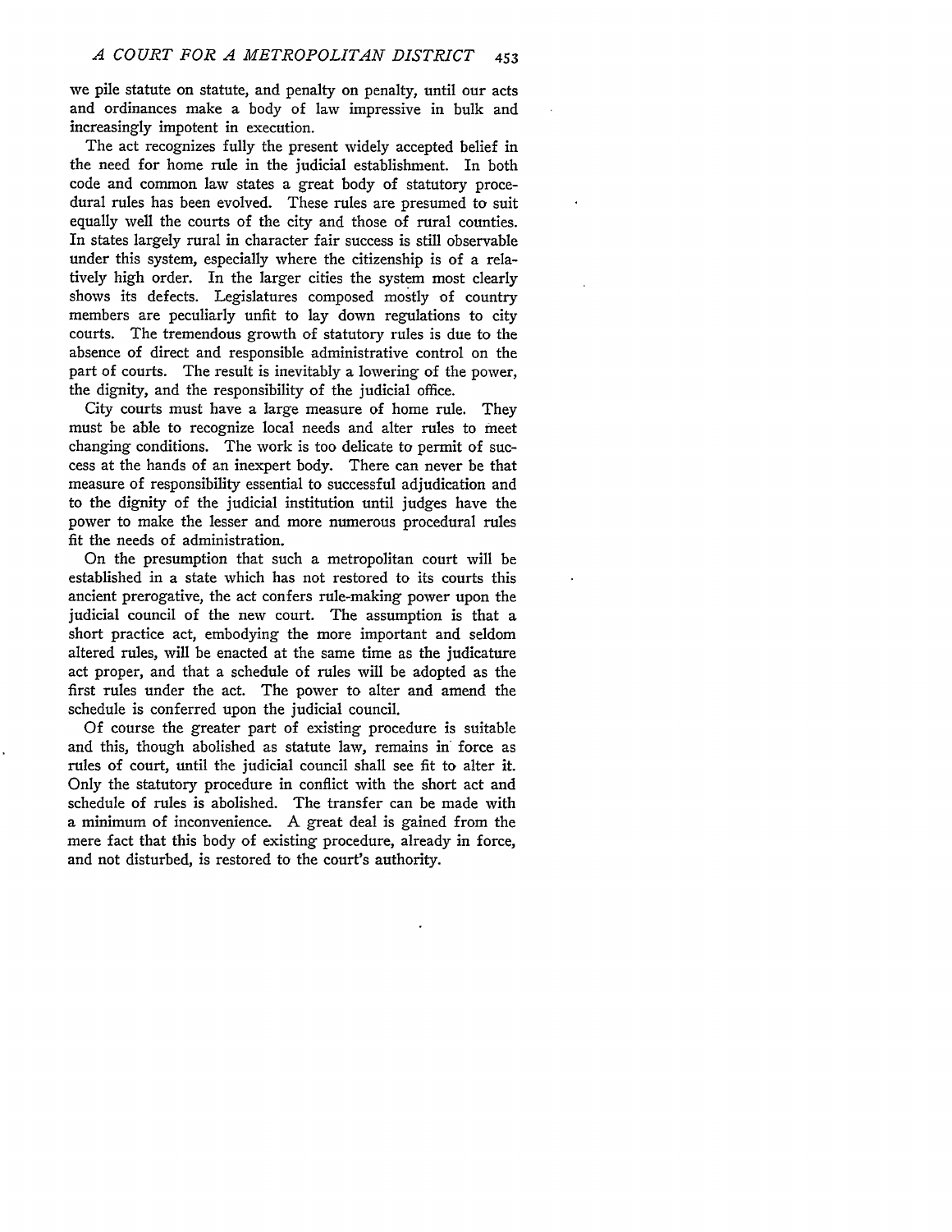we pile statute on statute, and penalty on penalty, until our acts and ordinances make a body of law impressive in bulk and increasingly impotent in execution.

The act recognizes fully the present widely accepted belief in the need for home rule in the judicial establishment. In both code and common law states a great body of statutory procedural rules has been evolved. These rules are presumed to suit equally well the courts of the city and those of rural counties. In states largely rural in character fair success is still observable under this system, especially where the citizenship is of a relatively high order. In the larger cities the system most clearly shows its defects. Legislatures composed mostly of country members are peculiarly unfit to lay down regulations to city courts. The tremendous growth of statutory rules is due to the absence of direct and responsible administrative control on the part of courts. The result is inevitably a lowering of the power, the dignity, and the responsibility of the judicial office.

City courts must have a large measure of home rule. They must be able to recognize local needs and alter rules to meet changing conditions. The work is too delicate to permit of success at the hands of an inexpert body. There can never be that measure of responsibility essential to successful adjudication and to the dignity of the judicial institution until judges have the power to make the lesser and more numerous procedural rules fit the needs of administration.

On the presumption that such a metropolitan court will be established in a state which has not restored to its courts this ancient prerogative, the act confers rule-making power upon the judicial council of the new court. The assumption is that a short practice act, embodying the more important and seldom altered rules, will be enacted at the same time as the judicature act proper, and that a schedule of rules will be adopted as the first rules under the act. The power to alter and amend the schedule is conferred upon the judicial council.

Of course the greater part of existing procedure is suitable and this, though abolished as statute law, remains in force as rules of court, until the judicial council shall see fit to alter it. Only the statutory procedure in conflict with the short act and schedule of rules is abolished. The transfer can be made with a minimum of inconvenience. A great deal is gained from the mere fact that this body of existing procedure, already in force, and not disturbed, is restored to the court's authority.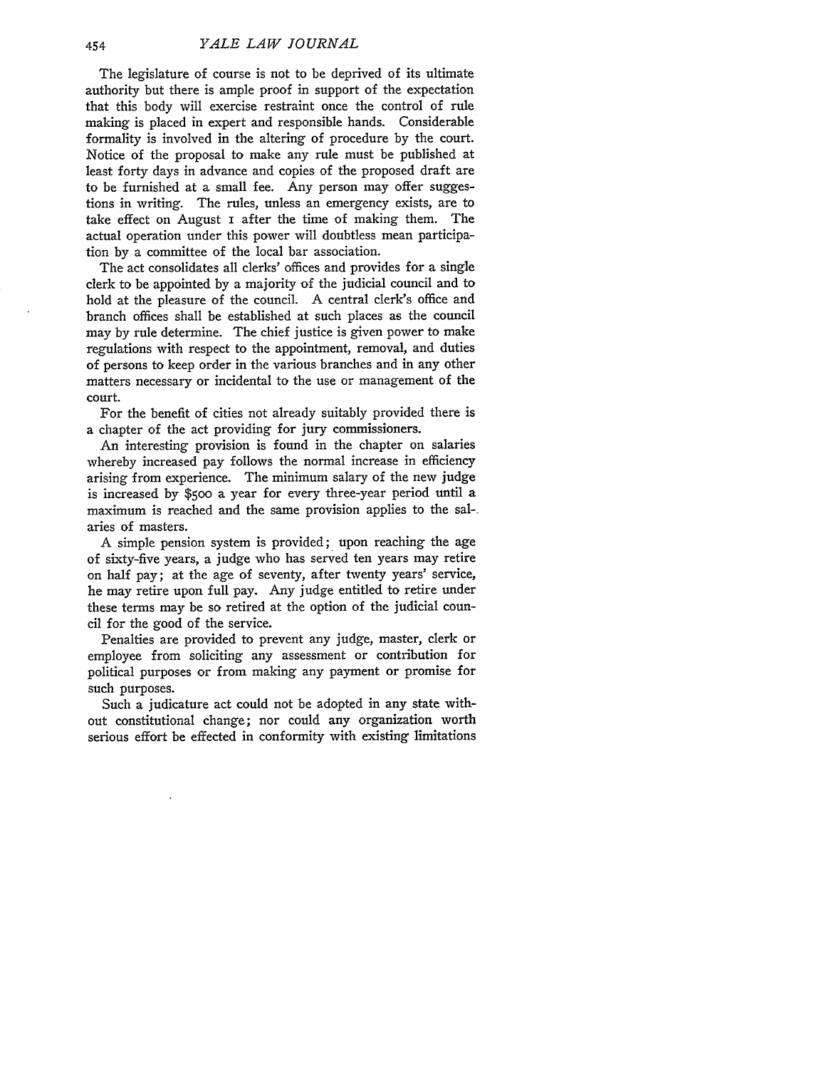The legislature of course is not to be deprived of its ultimate authority but there is ample proof in support of the expectation that this body will exercise restraint once the control of rule making is placed in expert and responsible hands. Considerable formality is involved in the altering of procedure by the court. Notice of the proposal to make any rule must be published at least forty days in advance and copies of the proposed draft are to be furnished at a small fee. Any person may offer suggestions in writing. The rules, unless an emergency exists, are to take effect on August 1 after the time of making them. The actual operation under this power will doubtless mean participation by a committee of the local bar association.

The act consolidates all clerks' offices and provides for a single clerk to be appointed by a majority of the judicial council and to hold at the pleasure of the council. A central clerk's office and branch offices shall be established at such places as the council may by rule determine. The chief justice is given power to make regulations with respect to the appointment, removal, and duties of persons to keep order in the various branches and in any other matters necessary or incidental to the use or management of the court.

For the benefit of cities not already suitably provided there is a chapter of the act providing for jury commissioners.

An interesting provision is found in the chapter on salaries whereby increased pay follows the normal increase in efficiency arising from experience. The minimum salary of the new judge is increased by $500 a year for every three-year period until a maximum is reached and the same provision applies to the salaries of masters.

A simple pension system is provided; upon reaching the age of sixty-five years, a judge who has served ten years may retire on half pay; at the age of seventy, after twenty years' service, he may retire upon full pay. Any judge entitled to retire under these terms may be so retired at the option of the judicial council for the good of the service.

Penalties are provided to prevent any judge, master, clerk or employee from soliciting any assessment or contribution for political purposes or from making any payment or promise for such purposes.

Such a judicature act could not be adopted in any state without constitutional change; nor could any organization worth serious effort be effected in conformity with existing limitations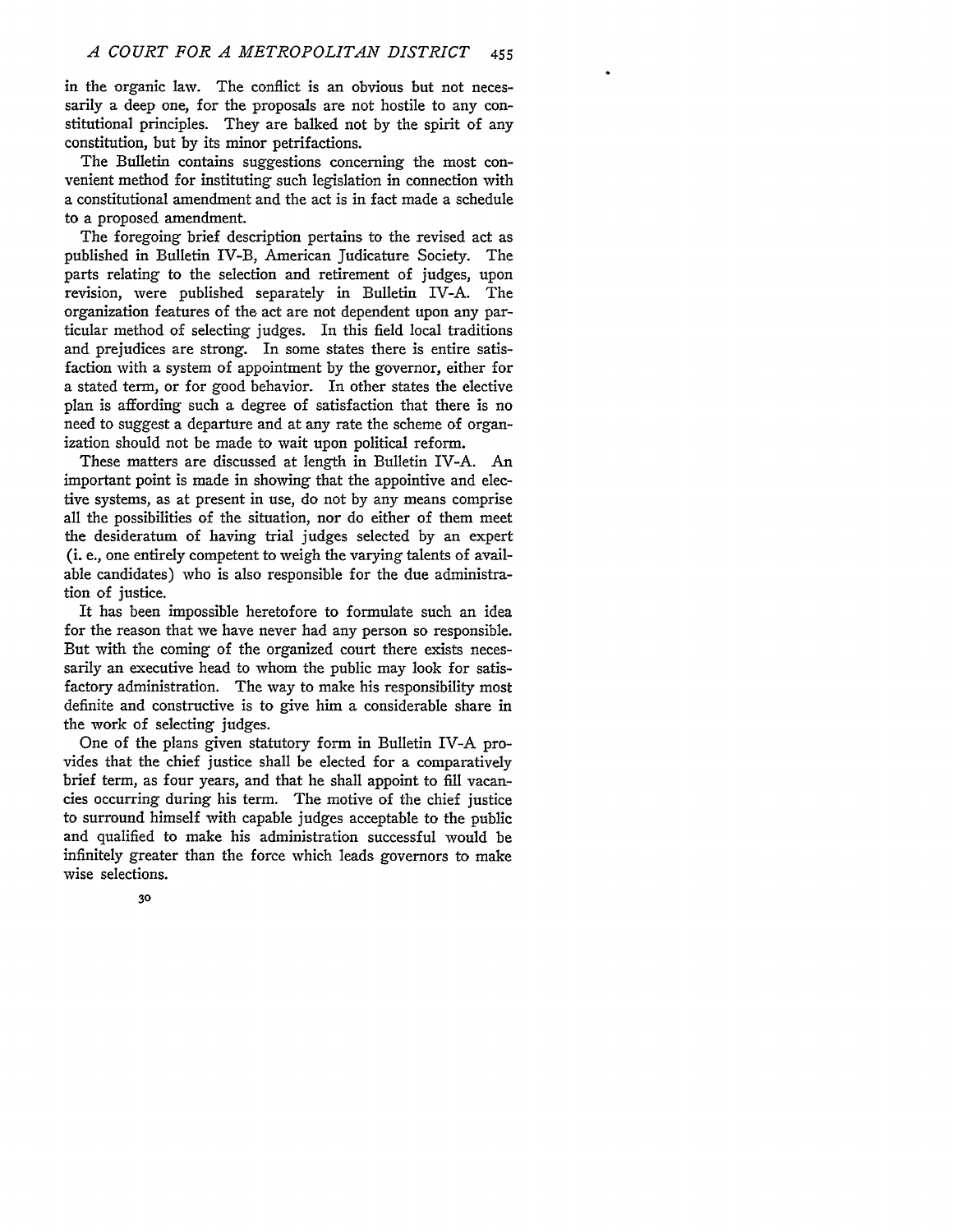in the organic law. The conflict is an obvious but not necessarily a deep one, for the proposals are not hostile to any constitutional principles. They are balked not by the spirit of any constitution, but by its minor petrifactions.

The Bulletin contains suggestions concerning the most convenient method for instituting such legislation in connection with a constitutional amendment and the act is in fact made a schedule to a proposed amendment.

The foregoing brief description pertains to the revised act as published in Bulletin IV-B, American Judicature Society. The parts relating to the selection and retirement of judges, upon revision, were published separately in Bulletin IV-A. The organization features of the act are not dependent upon any particular method of selecting judges. In this field local traditions and prejudices are strong. In some states there is entire satisfaction with a system of appointment by the governor, either for a stated term, or for good behavior. In other states the elective plan is affording such a degree of satisfaction that there is no need to suggest a departure and at any rate the scheme of organization should not be made to wait upon political reform.

These matters are discussed at length in Bulletin IV-A. An important point is made in showing that the appointive and elective systems, as at present in use, do not by any means comprise all the possibilities of the situation, nor do either of them meet the desideratum of having trial judges selected by an expert (i. e., one entirely competent to weigh the varying talents of available candidates) who is also responsible for the due administration of justice.

It has been impossible heretofore to formulate such an idea for the reason that we have never had any person so responsible. But with the coming of the organized court there exists necessarily an executive head to whom the public may look for satisfactory administration. The way to make his responsibility most definite and constructive is to give him a considerable share in the work of selecting judges.

One of the plans given statutory form in Bulletin IV-A provides that the chief justice shall be elected for a comparatively brief term, as four years, and that he shall appoint to fill vacancies occurring during his term. The motive of the chief justice to surround himself with capable judges acceptable to the public and qualified to make his administration successful would be infinitely greater than the force which leads governors to make wise selections.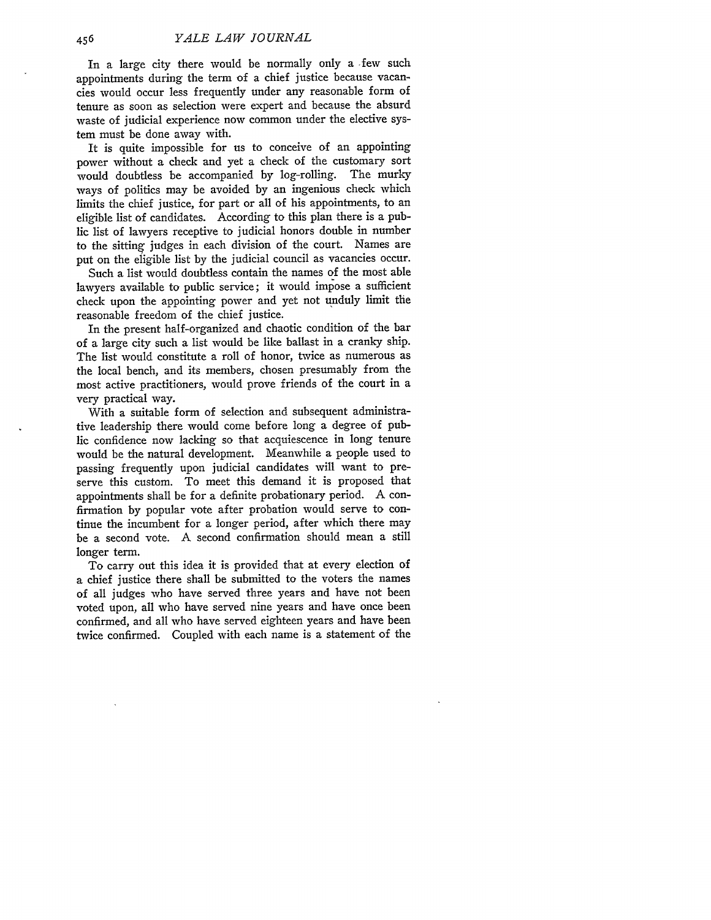In a large city there would be normally only a few such appointments during the term of a chief justice because vacancies would occur less frequently under any reasonable form of tenure as soon as selection were expert and because the absurd waste of judicial experience now common under the elective system must be done away with.

It is quite impossible for us to conceive of an appointing power without a check and yet a check of the customary sort would doubtless be accompanied by log-rolling. The murky ways of politics may be avoided by an ingenious check which limits the chief justice, for part or all of his appointments, to an eligible list of candidates. According to this plan there is a public list of lawyers receptive to judicial honors double in number to the sitting judges in each division of the court. Names are put on the eligible list by the judicial council as vacancies occur.

Such a list would doubtless contain the names of the most able lawyers available to public service; it would impose a sufficient check upon the appointing power and yet not unduly limit the reasonable freedom of the chief justice.

In the present half-organized and chaotic condition of the bar of a large city such a list would be like ballast in a cranky ship. The list would constitute a roll of honor, twice as numerous as the local bench, and its members, chosen presumably from the most active practitioners, would prove friends of the court in a very practical way.

With a suitable form of selection and subsequent administrative leadership there would come before long a degree of public confidence now lacking so that acquiescence in long tenure would be the natural development. Meanwhile a people used to passing frequently upon judicial candidates will want to preserve this custom. To meet this demand it is proposed that appointments shall be for a definite probationary period. A confirmation by popular vote after probation would serve to continue the incumbent for a longer period, after which there may be a second vote. A second confirmation should mean a still longer term.

To carry out this idea it is provided that at every election of a chief justice there shall be submitted to the voters the names of all judges who have served three years and have not been voted upon, all who have served nine years and have once been confirmed, and all who have served eighteen years and have been twice confirmed. Coupled with each name is a statement of the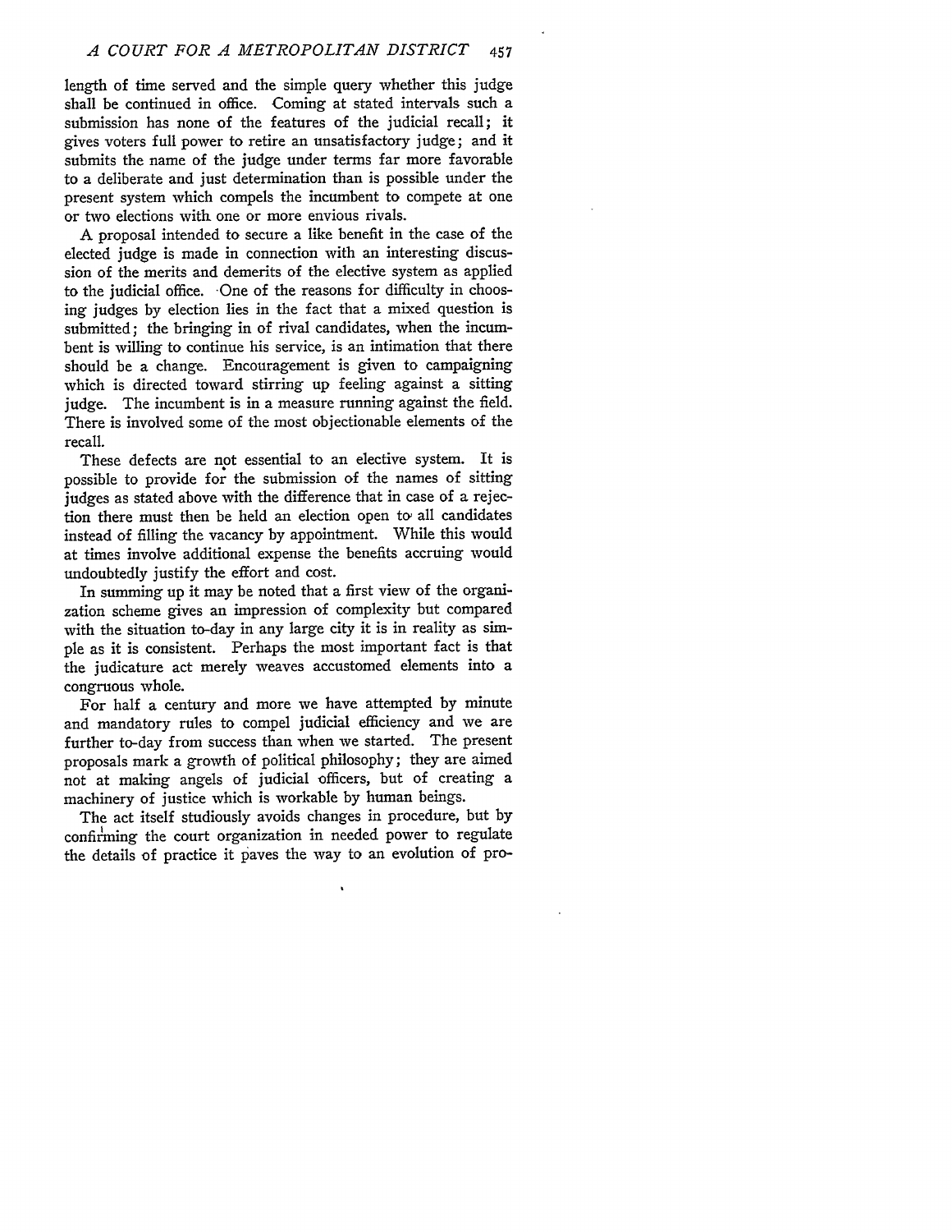length of time served and the simple query whether this judge shall be continued in office. Coming at stated intervals such a submission has none of the features of the judicial recall; it gives voters full power to retire an unsatisfactory judge; and it submits the name of the judge under terms far more favorable to a deliberate and just determination than is possible under the present system which compels the incumbent to compete at one or two elections with one or more envious rivals.

A proposal intended to secure a like benefit in the case of the elected judge is made in connection with an interesting discussion of the merits and demerits of the elective system as applied to the judicial office. One of the reasons for difficulty in choosing judges by election lies in the fact that a mixed question is submitted; the bringing in of rival candidates, when the incumbent is willing to continue his service, is an intimation that there should be a change. Encouragement is given to campaigning which is directed toward stirring up feeling against a sitting judge. The incumbent is in a measure running against the field. There is involved some of the most objectionable elements of the recall.

These defects are not essential to an elective system. It is possible to provide for the submission of the names of sitting judges as stated above with the difference that in case of a rejection there must then be held an election open to all candidates instead of filling the vacancy by appointment. While this would at times involve additional expense the benefits accruing would undoubtedly justify the effort and cost.

In summing up it may be noted that a first view of the organization scheme gives an impression of complexity but compared with the situation to-day in any large city it is in reality as simple as it is consistent. Perhaps the most important fact is that the judicature act merely weaves accustomed elements into a congruous whole.

For half a century and more we have attempted by minute and mandatory rules to compel judicial efficiency and we are further to-day from success than when we started. The present proposals mark a growth of political philosophy; they are aimed not at making angels of judicial officers, but of creating a machinery of justice which is workable by human beings.

The act itself studiously avoids changes in procedure, but by confirming the court organization in needed power to regulate the details of practice it paves the way to an evolution of pro-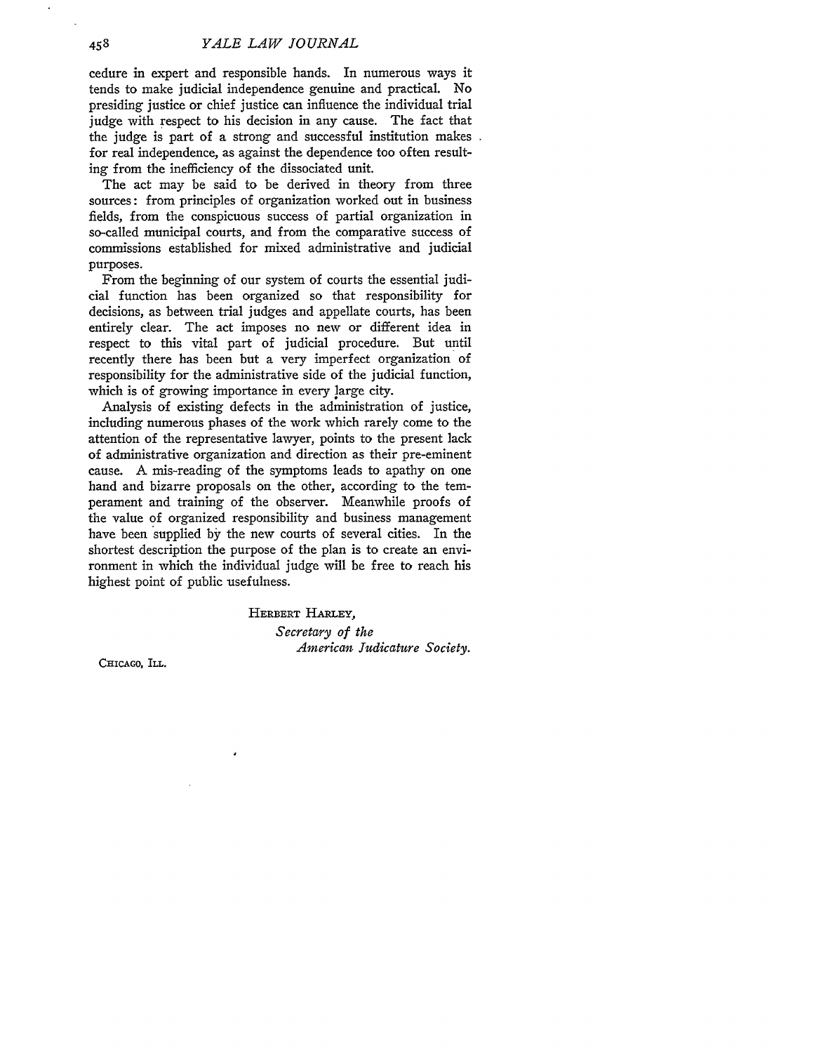cedure in expert and responsible hands. In numerous ways it tends to make judicial independence genuine and practical. No presiding justice or chief justice can influence the individual trial judge with respect to his decision in any cause. The fact that the judge is part of a strong and successful institution makes for real independence, as against the dependence too often resulting from the inefficiency of the dissociated unit.

The act may be said to be derived in theory from three sources: from principles of organization worked out in business fields, from the conspicuous success of partial organization in so-called municipal courts, and from the comparative success of commissions established for mixed administrative and judicial purposes.

From the beginning of our system of courts the essential judicial function has been organized so that responsibility for decisions, as between trial judges and appellate courts, has been entirely clear. The act imposes no new or different idea in respect to this vital part of judicial procedure. But until recently there has been but a very imperfect organization of responsibility for the administrative side of the judicial function, which is of growing importance in every large city.

Analysis of existing defects in the administration of justice, including numerous phases of the work which rarely come to the attention of the representative lawyer, points to the present lack of administrative organization and direction as their pre-eminent cause. A mis-reading of the symptoms leads to apathy on one hand and bizarre proposals on the other, according to the temperament and training of the observer. Meanwhile proofs of the value of organized responsibility and business management have been supplied by the new courts of several cities. In the shortest description the purpose of the plan is to create an environment in which the individual judge will be free to reach his highest point of public usefulness.

HERBERT HARLEY,
*Secretary of the American Judicature Society.*

CHICAGO, ILL.